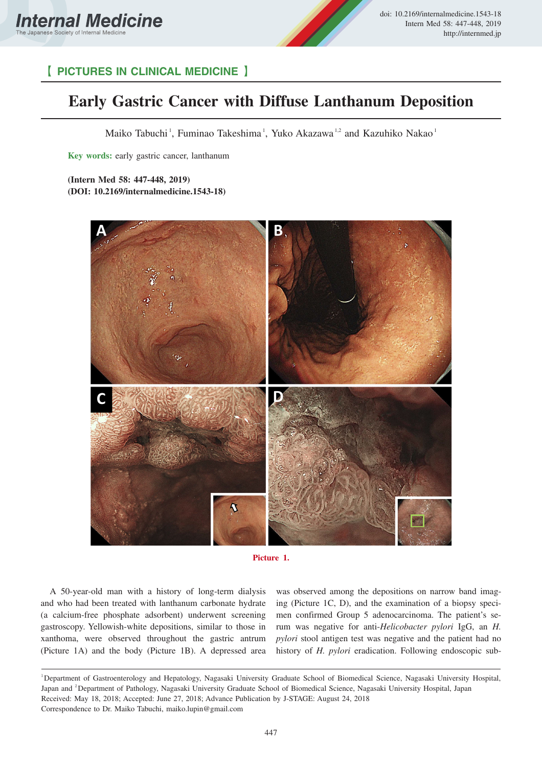【 PICTURES IN CLINICAL MEDICINE 】

# Early Gastric Cancer with Diffuse Lanthanum Deposition

Maiko Tabuchi[1], Fuminao Takeshima[1], Yuko Akazawa[1,2] and Kazuhiko Nakao[1]

**Key words:** early gastric cancer, lanthanum

**(Intern Med 58: 447-448, 2019)**
**(DOI: 10.2169/internalmedicine.1543-18)**

Picture 1.

A 50-year-old man with a history of long-term dialysis and who had been treated with lanthanum carbonate hydrate (a calcium-free phosphate adsorbent) underwent screening gastroscopy. Yellowish-white depositions, similar to those in xanthoma, were observed throughout the gastric antrum (Picture 1A) and the body (Picture 1B). A depressed area was observed among the depositions on narrow band imaging (Picture 1C, D), and the examination of a biopsy specimen confirmed Group 5 adenocarcinoma. The patient's serum was negative for anti-*Helicobacter pylori* IgG, an *H. pylori* stool antigen test was negative and the patient had no history of *H. pylori* eradication. Following endoscopic sub-

[1]Department of Gastroenterology and Hepatology, Nagasaki University Graduate School of Biomedical Science, Nagasaki University Hospital, Japan and [2]Department of Pathology, Nagasaki University Graduate School of Biomedical Science, Nagasaki University Hospital, Japan
Received: May 18, 2018; Accepted: June 27, 2018; Advance Publication by J-STAGE: August 24, 2018
Correspondence to Dr. Maiko Tabuchi, maiko.lupin@gmail.com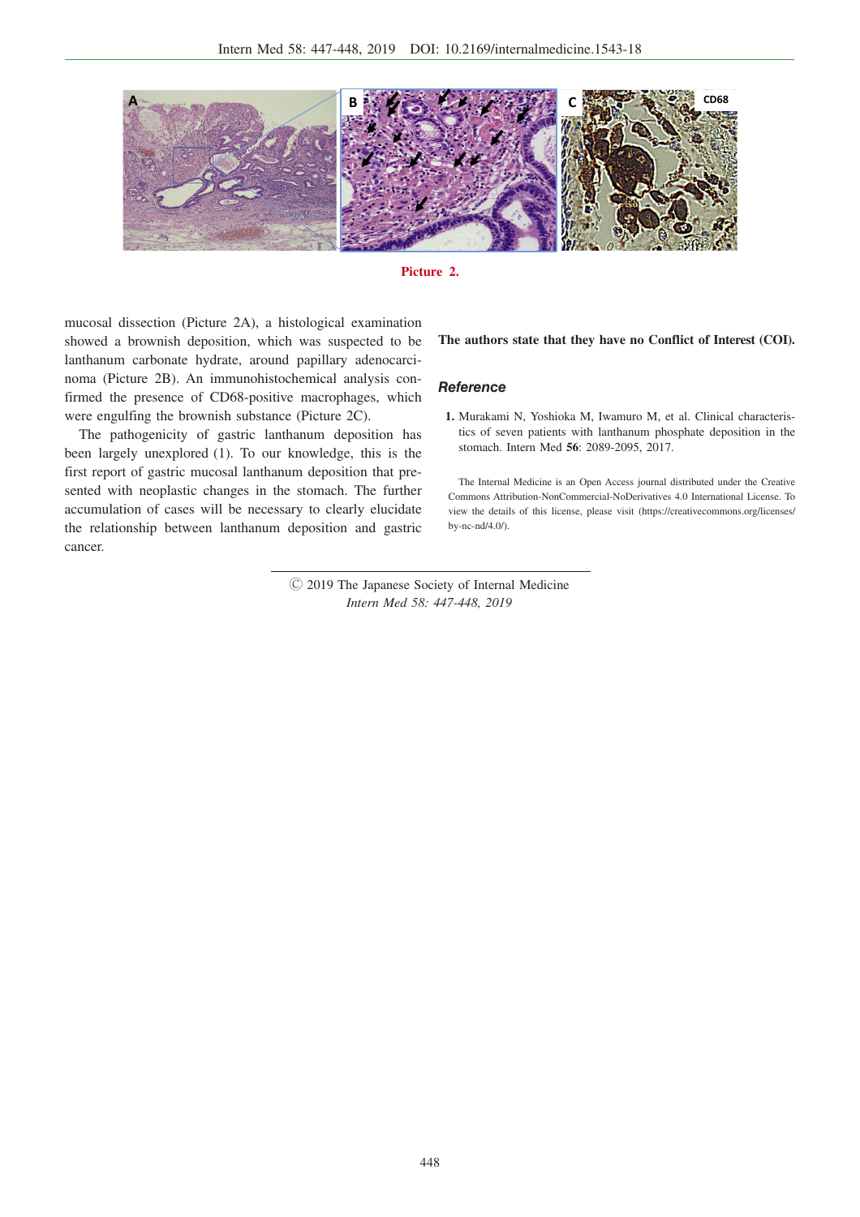Picture 2.

mucosal dissection (Picture 2A), a histological examination showed a brownish deposition, which was suspected to be lanthanum carbonate hydrate, around papillary adenocarcinoma (Picture 2B). An immunohistochemical analysis confirmed the presence of CD68-positive macrophages, which were engulfing the brownish substance (Picture 2C).

The pathogenicity of gastric lanthanum deposition has been largely unexplored (1). To our knowledge, this is the first report of gastric mucosal lanthanum deposition that presented with neoplastic changes in the stomach. The further accumulation of cases will be necessary to clearly elucidate the relationship between lanthanum deposition and gastric cancer.

**The authors state that they have no Conflict of Interest (COI).**

## Reference

1. Murakami N, Yoshioka M, Iwamuro M, et al. Clinical characteristics of seven patients with lanthanum phosphate deposition in the stomach. Intern Med **56**: 2089-2095, 2017.

The Internal Medicine is an Open Access journal distributed under the Creative Commons Attribution-NonCommercial-NoDerivatives 4.0 International License. To view the details of this license, please visit (https://creativecommons.org/licenses/by-nc-nd/4.0/).

© 2019 The Japanese Society of Internal Medicine
*Intern Med 58: 447-448, 2019*